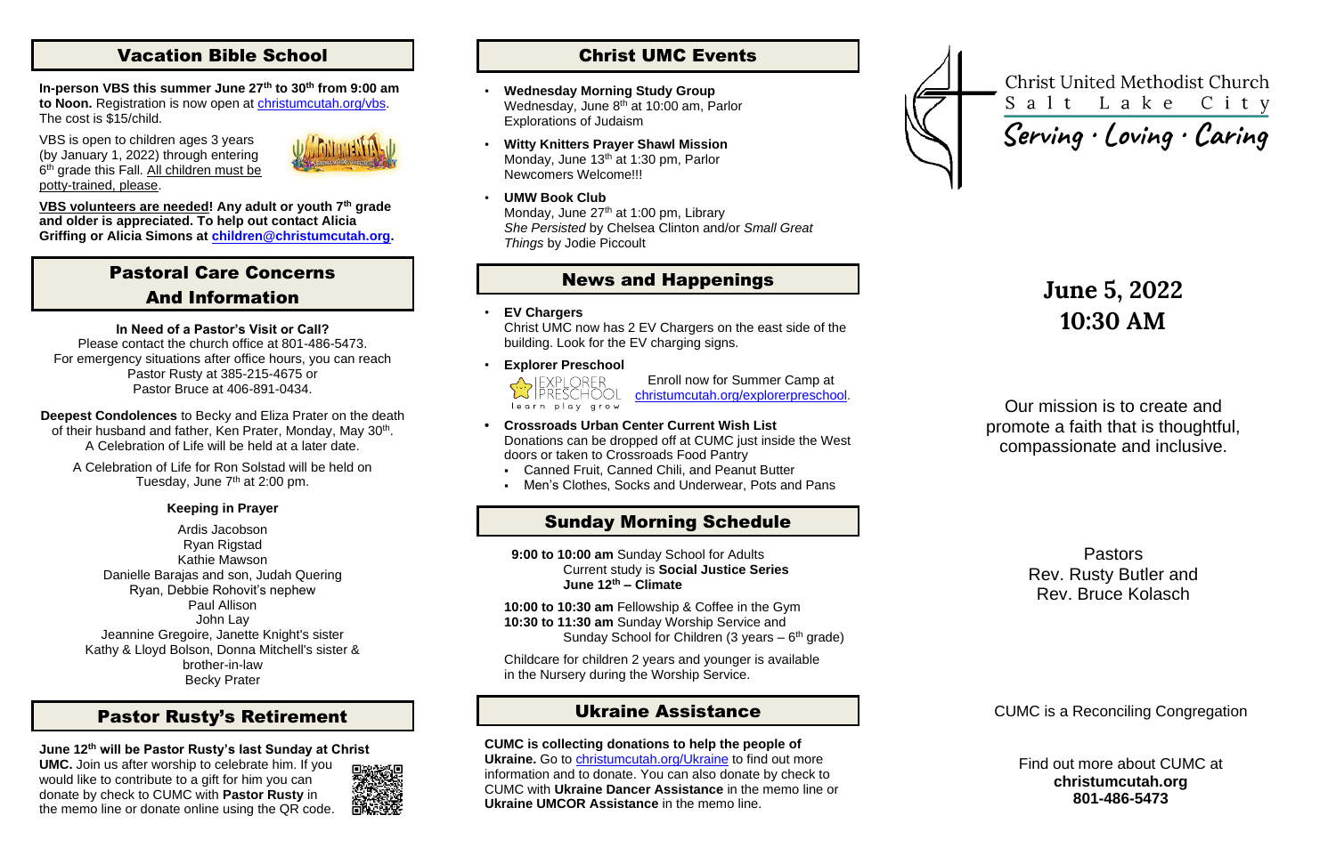## Vacation Bible School

**In-person VBS this summer June 27th to 30th from 9:00 am to Noon.** Registration is now open at christumcutah.org/vbs. The cost is $15/child.

VBS is open to children ages 3 years (by January 1, 2022) through entering 6th grade this Fall. All children must be potty-trained, please.

**VBS volunteers are needed! Any adult or youth 7th grade and older is appreciated. To help out contact Alicia Griffing or Alicia Simons at children@christumcutah.org.**

## Pastoral Care Concerns And Information

**In Need of a Pastor's Visit or Call?**
Please contact the church office at 801-486-5473.
For emergency situations after office hours, you can reach Pastor Rusty at 385-215-4675 or Pastor Bruce at 406-891-0434.

**Deepest Condolences** to Becky and Eliza Prater on the death of their husband and father, Ken Prater, Monday, May 30th. A Celebration of Life will be held at a later date.

A Celebration of Life for Ron Solstad will be held on Tuesday, June 7th at 2:00 pm.

**Keeping in Prayer**

Ardis Jacobson
Ryan Rigstad
Kathie Mawson
Danielle Barajas and son, Judah Quering
Ryan, Debbie Rohovit's nephew
Paul Allison
John Lay
Jeannine Gregoire, Janette Knight's sister
Kathy & Lloyd Bolson, Donna Mitchell's sister & brother-in-law
Becky Prater

## Pastor Rusty's Retirement

**June 12th will be Pastor Rusty's last Sunday at Christ UMC.** Join us after worship to celebrate him. If you would like to contribute to a gift for him you can donate by check to CUMC with **Pastor Rusty** in the memo line or donate online using the QR code.

## Christ UMC Events

- **Wednesday Morning Study Group**
  Wednesday, June 8th at 10:00 am, Parlor
  Explorations of Judaism
- **Witty Knitters Prayer Shawl Mission**
  Monday, June 13th at 1:30 pm, Parlor
  Newcomers Welcome!!!
- **UMW Book Club**
  Monday, June 27th at 1:00 pm, Library
  *She Persisted* by Chelsea Clinton and/or *Small Great Things* by Jodie Piccoult

## News and Happenings

- **EV Chargers**
  Christ UMC now has 2 EV Chargers on the east side of the building. Look for the EV charging signs.
- **Explorer Preschool**
  Enroll now for Summer Camp at christumcutah.org/explorerpreschool.
- **Crossroads Urban Center Current Wish List**
  Donations can be dropped off at CUMC just inside the West doors or taken to Crossroads Food Pantry
  - Canned Fruit, Canned Chili, and Peanut Butter
  - Men's Clothes, Socks and Underwear, Pots and Pans

## Sunday Morning Schedule

**9:00 to 10:00 am** Sunday School for Adults
Current study is **Social Justice Series**
**June 12th – Climate**

**10:00 to 10:30 am** Fellowship & Coffee in the Gym
**10:30 to 11:30 am** Sunday Worship Service and Sunday School for Children (3 years – 6th grade)

Childcare for children 2 years and younger is available in the Nursery during the Worship Service.

## Ukraine Assistance

**CUMC is collecting donations to help the people of Ukraine.** Go to christumcutah.org/Ukraine to find out more information and to donate. You can also donate by check to CUMC with **Ukraine Dancer Assistance** in the memo line or **Ukraine UMCOR Assistance** in the memo line.

# Christ United Methodist Church
Salt Lake City

*Serving · Loving · Caring*

## June 5, 2022
## 10:30 AM

Our mission is to create and promote a faith that is thoughtful, compassionate and inclusive.

Pastors
Rev. Rusty Butler and
Rev. Bruce Kolasch

CUMC is a Reconciling Congregation

Find out more about CUMC at
**christumcutah.org**
**801-486-5473**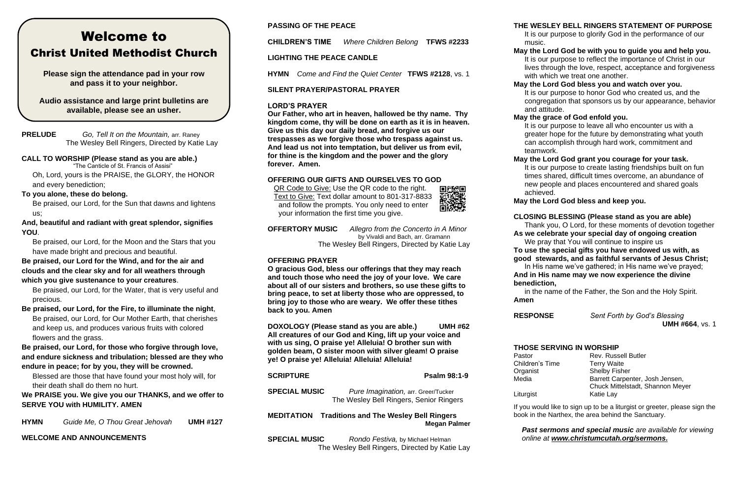# Welcome to

## Christ United Methodist Church

**Please sign the attendance pad in your row and pass it to your neighbor.**

**Audio assistance and large print bulletins are available, please see an usher.**

**PRELUDE** *Go, Tell It on the Mountain,* arr. Raney
The Wesley Bell Ringers, Directed by Katie Lay

**CALL TO WORSHIP (Please stand as you are able.)**
"The Canticle of St. Francis of Assisi"

Oh, Lord, yours is the PRAISE, the GLORY, the HONOR and every benediction;

**To you alone, these do belong.**

Be praised, our Lord, for the Sun that dawns and lightens us;

**And, beautiful and radiant with great splendor, signifies YOU**.

Be praised, our Lord, for the Moon and the Stars that you have made bright and precious and beautiful.

**Be praised, our Lord for the Wind, and for the air and clouds and the clear sky and for all weathers through which you give sustenance to your creatures**.

Be praised, our Lord, for the Water, that is very useful and precious.

**Be praised, our Lord, for the Fire, to illuminate the night**,

Be praised, our Lord, for Our Mother Earth, that cherishes and keep us, and produces various fruits with colored flowers and the grass.

**Be praised, our Lord, for those who forgive through love, and endure sickness and tribulation; blessed are they who endure in peace; for by you, they will be crowned.**

Blessed are those that have found your most holy will, for their death shall do them no hurt.

**We PRAISE you. We give you our THANKS, and we offer to SERVE YOU with HUMILITY. AMEN**

**HYMN** *Guide Me, O Thou Great Jehovah* **UMH #127**

**WELCOME AND ANNOUNCEMENTS**

**PASSING OF THE PEACE**

**CHILDREN'S TIME** *Where Children Belong* **TFWS #2233**

**LIGHTING THE PEACE CANDLE**

**HYMN** *Come and Find the Quiet Center* **TFWS #2128**, vs. 1

**SILENT PRAYER/PASTORAL PRAYER**

**LORD'S PRAYER**

**Our Father, who art in heaven, hallowed be thy name. Thy kingdom come, thy will be done on earth as it is in heaven. Give us this day our daily bread, and forgive us our trespasses as we forgive those who trespass against us. And lead us not into temptation, but deliver us from evil, for thine is the kingdom and the power and the glory forever. Amen.**

**OFFERING OUR GIFTS AND OURSELVES TO GOD**

QR Code to Give: Use the QR code to the right.
Text to Give: Text dollar amount to 801-317-8833 and follow the prompts. You only need to enter your information the first time you give.

**OFFERTORY MUSIC** *Allegro from the Concerto in A Minor*
by Vivaldi and Bach, arr. Gramann
The Wesley Bell Ringers, Directed by Katie Lay

**OFFERING PRAYER**

**O gracious God, bless our offerings that they may reach and touch those who need the joy of your love. We care about all of our sisters and brothers, so use these gifts to bring peace, to set at liberty those who are oppressed, to bring joy to those who are weary. We offer these tithes back to you. Amen**

**DOXOLOGY (Please stand as you are able.)** **UMH #62**

**All creatures of our God and King, lift up your voice and with us sing, O praise ye! Alleluia! O brother sun with golden beam, O sister moon with silver gleam! O praise ye! O praise ye! Alleluia! Alleluia! Alleluia!**

**SCRIPTURE** **Psalm 98:1-9**

**SPECIAL MUSIC** *Pure Imagination,* arr. Greer/Tucker
The Wesley Bell Ringers, Senior Ringers

**MEDITATION** **Traditions and The Wesley Bell Ringers**
**Megan Palmer**

**SPECIAL MUSIC** *Rondo Festiva,* by Michael Helman
The Wesley Bell Ringers, Directed by Katie Lay

**THE WESLEY BELL RINGERS STATEMENT OF PURPOSE**

It is our purpose to glorify God in the performance of our music.

**May the Lord God be with you to guide you and help you.**

It is our purpose to reflect the importance of Christ in our lives through the love, respect, acceptance and forgiveness with which we treat one another.

**May the Lord God bless you and watch over you.**

It is our purpose to honor God who created us, and the congregation that sponsors us by our appearance, behavior and attitude.

**May the grace of God enfold you.**

It is our purpose to leave all who encounter us with a greater hope for the future by demonstrating what youth can accomplish through hard work, commitment and teamwork.

**May the Lord God grant you courage for your task.**

It is our purpose to create lasting friendships built on fun times shared, difficult times overcome, an abundance of new people and places encountered and shared goals achieved.

**May the Lord God bless and keep you.**

**CLOSING BLESSING (Please stand as you are able)**

Thank you, O Lord, for these moments of devotion together

**As we celebrate your special day of ongoing creation**

We pray that You will continue to inspire us

**To use the special gifts you have endowed us with, as good stewards, and as faithful servants of Jesus Christ;**

In His name we've gathered; in His name we've prayed;

**And in His name may we now experience the divine benediction,**

in the name of the Father, the Son and the Holy Spirit.

**Amen**

**RESPONSE** *Sent Forth by God's Blessing*
**UMH #664**, vs. 1

**THOSE SERVING IN WORSHIP**

| | |
|---|---|
| Pastor | Rev. Russell Butler |
| Children's Time | Terry Waite |
| Organist | Shelby Fisher |
| Media | Barrett Carpenter, Josh Jensen, Chuck Mittelstadt, Shannon Meyer |
| Liturgist | Katie Lay |

If you would like to sign up to be a liturgist or greeter, please sign the book in the Narthex, the area behind the Sanctuary.

***Past sermons and special music** are available for viewing online at **www.christumcutah.org/sermons**.*